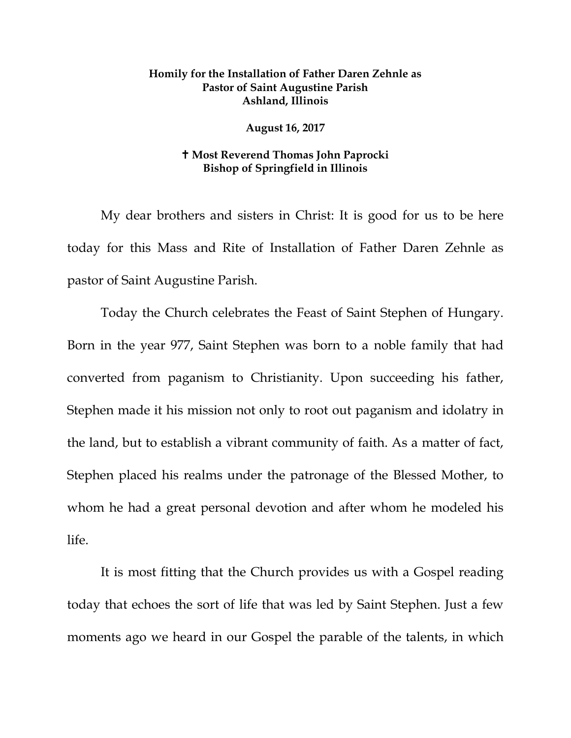**Homily for the Installation of Father Daren Zehnle as Pastor of Saint Augustine Parish**
**Ashland, Illinois**

**August 16, 2017**

**✝ Most Reverend Thomas John Paprocki**
**Bishop of Springfield in Illinois**

My dear brothers and sisters in Christ: It is good for us to be here today for this Mass and Rite of Installation of Father Daren Zehnle as pastor of Saint Augustine Parish.

Today the Church celebrates the Feast of Saint Stephen of Hungary. Born in the year 977, Saint Stephen was born to a noble family that had converted from paganism to Christianity. Upon succeeding his father, Stephen made it his mission not only to root out paganism and idolatry in the land, but to establish a vibrant community of faith. As a matter of fact, Stephen placed his realms under the patronage of the Blessed Mother, to whom he had a great personal devotion and after whom he modeled his life.

It is most fitting that the Church provides us with a Gospel reading today that echoes the sort of life that was led by Saint Stephen. Just a few moments ago we heard in our Gospel the parable of the talents, in which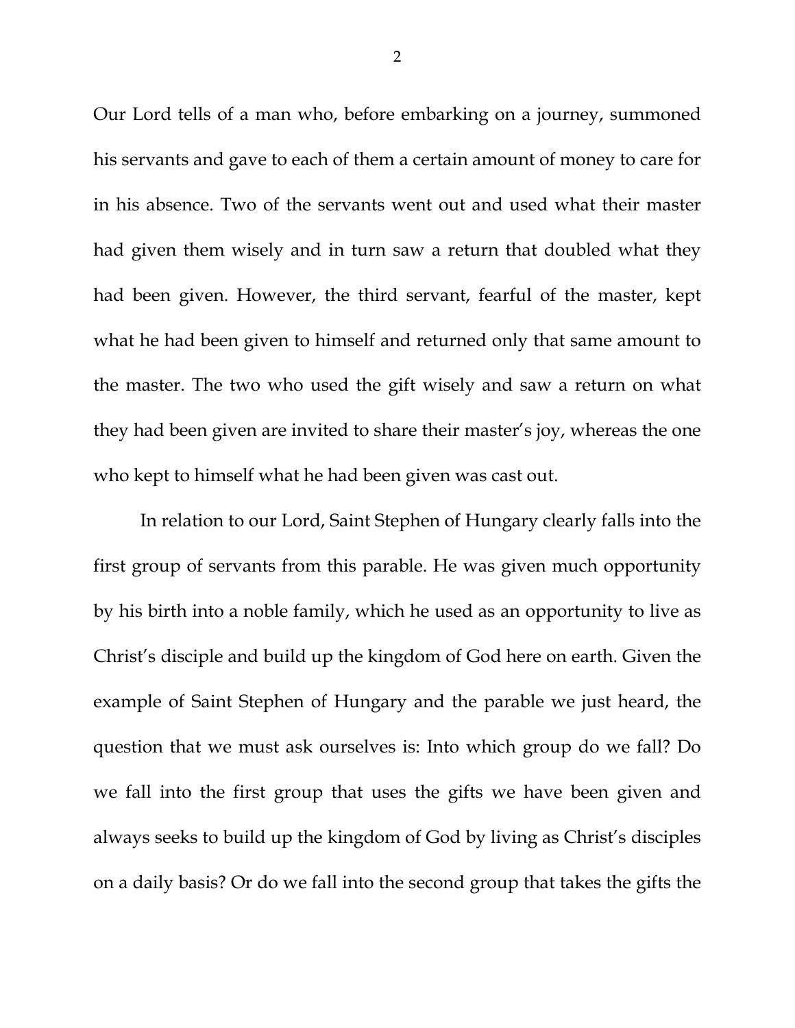Our Lord tells of a man who, before embarking on a journey, summoned his servants and gave to each of them a certain amount of money to care for in his absence. Two of the servants went out and used what their master had given them wisely and in turn saw a return that doubled what they had been given. However, the third servant, fearful of the master, kept what he had been given to himself and returned only that same amount to the master. The two who used the gift wisely and saw a return on what they had been given are invited to share their master's joy, whereas the one who kept to himself what he had been given was cast out.

In relation to our Lord, Saint Stephen of Hungary clearly falls into the first group of servants from this parable. He was given much opportunity by his birth into a noble family, which he used as an opportunity to live as Christ's disciple and build up the kingdom of God here on earth. Given the example of Saint Stephen of Hungary and the parable we just heard, the question that we must ask ourselves is: Into which group do we fall? Do we fall into the first group that uses the gifts we have been given and always seeks to build up the kingdom of God by living as Christ's disciples on a daily basis? Or do we fall into the second group that takes the gifts the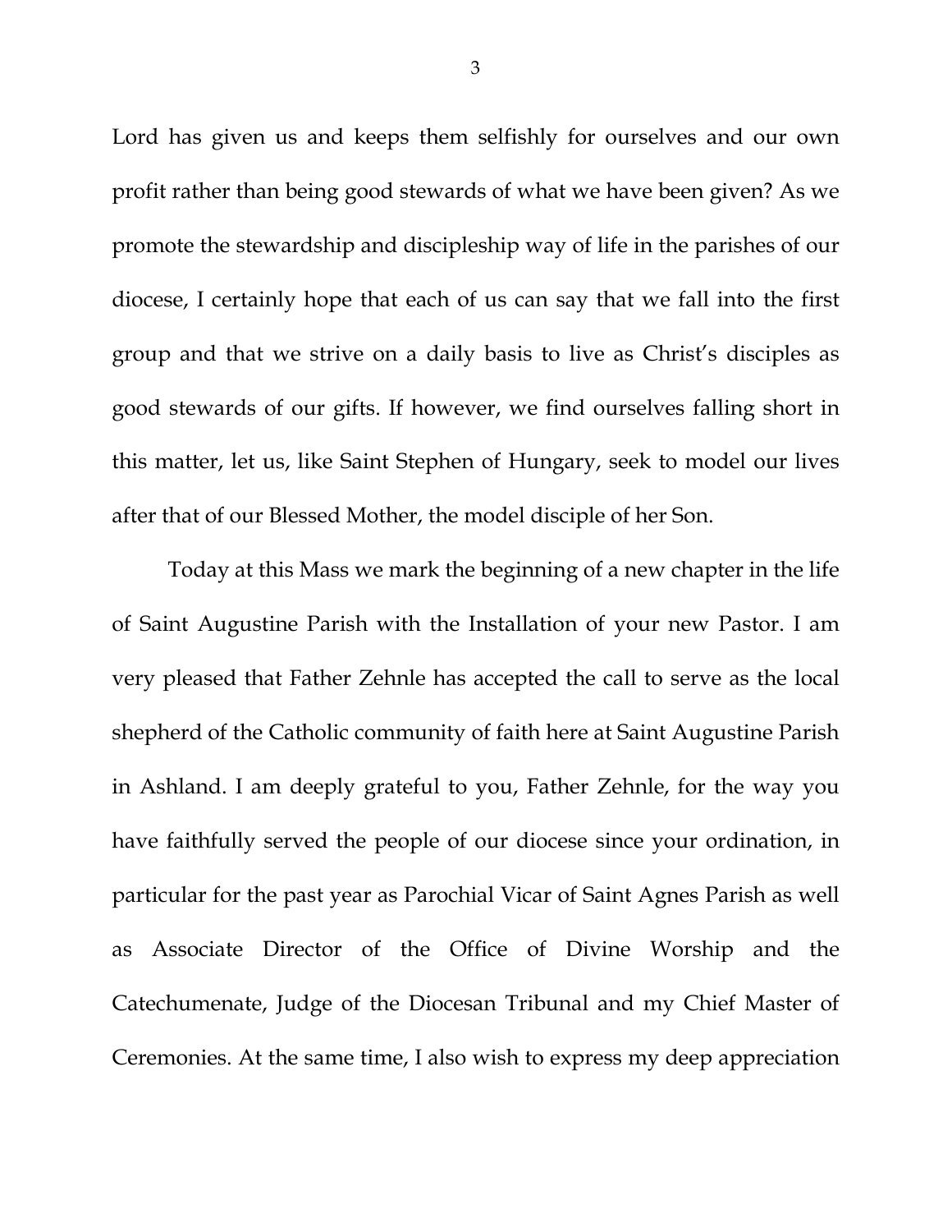Lord has given us and keeps them selfishly for ourselves and our own profit rather than being good stewards of what we have been given? As we promote the stewardship and discipleship way of life in the parishes of our diocese, I certainly hope that each of us can say that we fall into the first group and that we strive on a daily basis to live as Christ's disciples as good stewards of our gifts. If however, we find ourselves falling short in this matter, let us, like Saint Stephen of Hungary, seek to model our lives after that of our Blessed Mother, the model disciple of her Son.

Today at this Mass we mark the beginning of a new chapter in the life of Saint Augustine Parish with the Installation of your new Pastor. I am very pleased that Father Zehnle has accepted the call to serve as the local shepherd of the Catholic community of faith here at Saint Augustine Parish in Ashland. I am deeply grateful to you, Father Zehnle, for the way you have faithfully served the people of our diocese since your ordination, in particular for the past year as Parochial Vicar of Saint Agnes Parish as well as Associate Director of the Office of Divine Worship and the Catechumenate, Judge of the Diocesan Tribunal and my Chief Master of Ceremonies. At the same time, I also wish to express my deep appreciation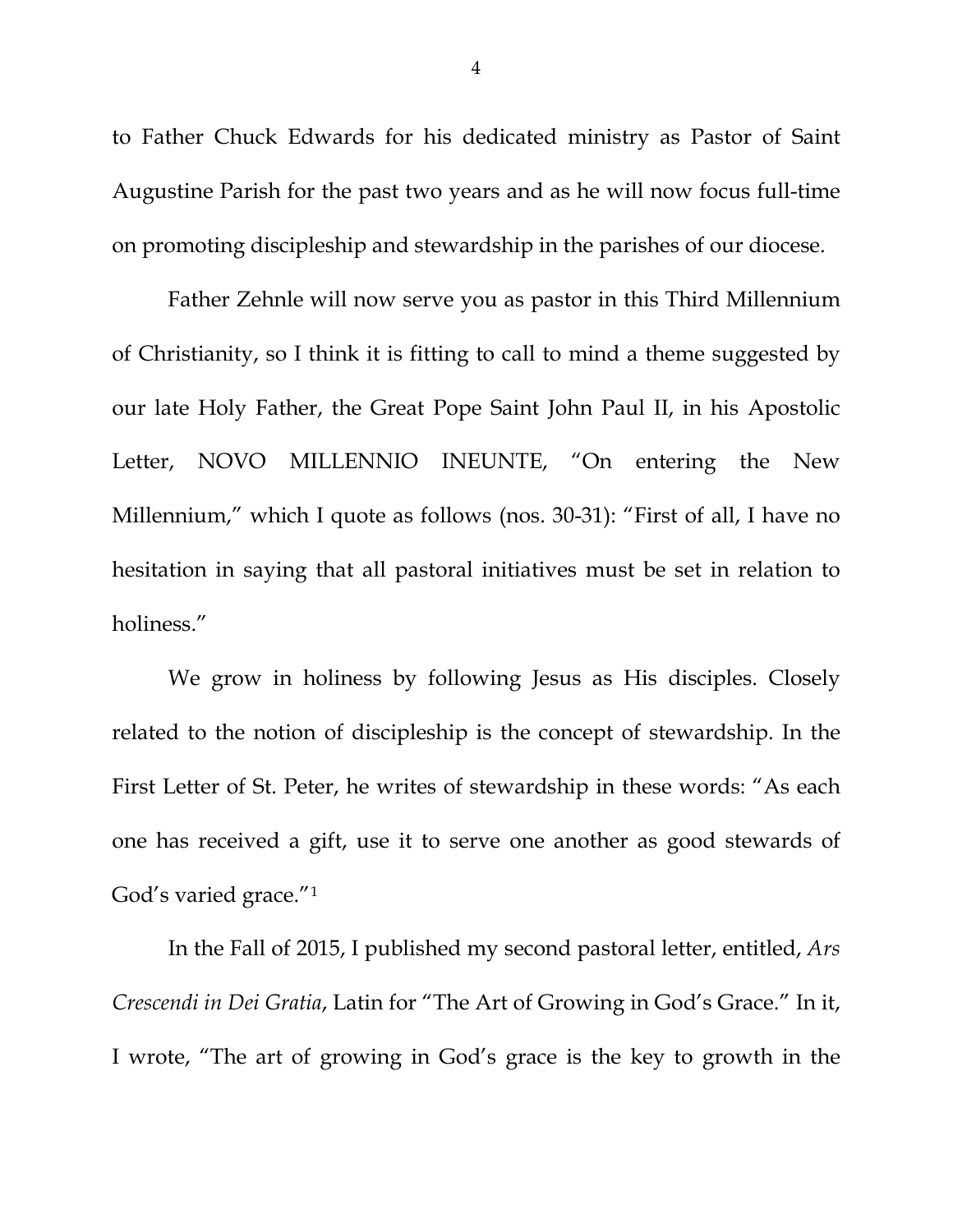to Father Chuck Edwards for his dedicated ministry as Pastor of Saint Augustine Parish for the past two years and as he will now focus full-time on promoting discipleship and stewardship in the parishes of our diocese.

Father Zehnle will now serve you as pastor in this Third Millennium of Christianity, so I think it is fitting to call to mind a theme suggested by our late Holy Father, the Great Pope Saint John Paul II, in his Apostolic Letter, NOVO MILLENNIO INEUNTE, "On entering the New Millennium," which I quote as follows (nos. 30-31): "First of all, I have no hesitation in saying that all pastoral initiatives must be set in relation to holiness."

We grow in holiness by following Jesus as His disciples. Closely related to the notion of discipleship is the concept of stewardship. In the First Letter of St. Peter, he writes of stewardship in these words: "As each one has received a gift, use it to serve one another as good stewards of God's varied grace."[1]

In the Fall of 2015, I published my second pastoral letter, entitled, *Ars Crescendi in Dei Gratia*, Latin for "The Art of Growing in God's Grace." In it, I wrote, "The art of growing in God's grace is the key to growth in the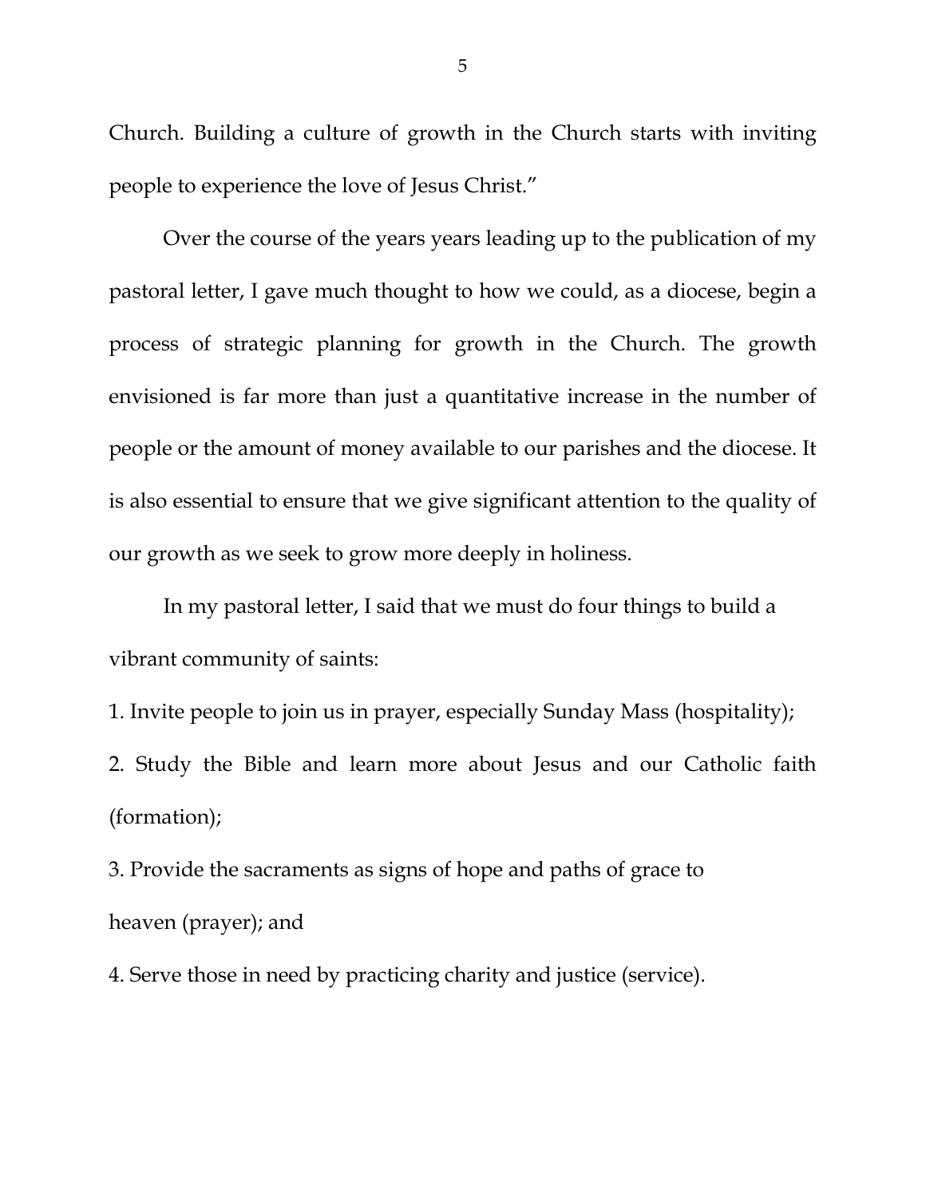Church. Building a culture of growth in the Church starts with inviting people to experience the love of Jesus Christ."

Over the course of the years years leading up to the publication of my pastoral letter, I gave much thought to how we could, as a diocese, begin a process of strategic planning for growth in the Church. The growth envisioned is far more than just a quantitative increase in the number of people or the amount of money available to our parishes and the diocese. It is also essential to ensure that we give significant attention to the quality of our growth as we seek to grow more deeply in holiness.

In my pastoral letter, I said that we must do four things to build a vibrant community of saints:

1. Invite people to join us in prayer, especially Sunday Mass (hospitality);
2. Study the Bible and learn more about Jesus and our Catholic faith (formation);
3. Provide the sacraments as signs of hope and paths of grace to heaven (prayer); and
4. Serve those in need by practicing charity and justice (service).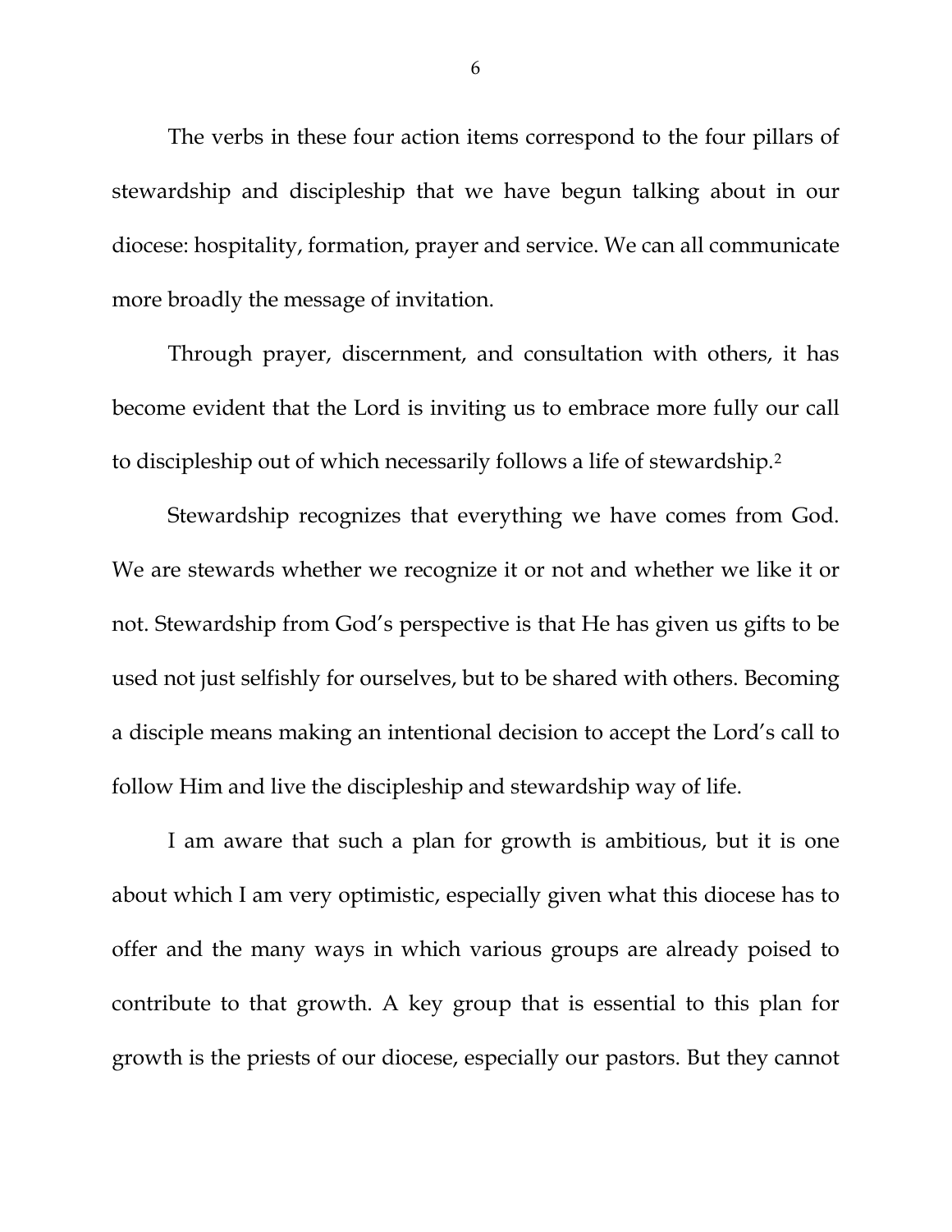The verbs in these four action items correspond to the four pillars of stewardship and discipleship that we have begun talking about in our diocese: hospitality, formation, prayer and service. We can all communicate more broadly the message of invitation.

Through prayer, discernment, and consultation with others, it has become evident that the Lord is inviting us to embrace more fully our call to discipleship out of which necessarily follows a life of stewardship.[2]

Stewardship recognizes that everything we have comes from God. We are stewards whether we recognize it or not and whether we like it or not. Stewardship from God's perspective is that He has given us gifts to be used not just selfishly for ourselves, but to be shared with others. Becoming a disciple means making an intentional decision to accept the Lord's call to follow Him and live the discipleship and stewardship way of life.

I am aware that such a plan for growth is ambitious, but it is one about which I am very optimistic, especially given what this diocese has to offer and the many ways in which various groups are already poised to contribute to that growth. A key group that is essential to this plan for growth is the priests of our diocese, especially our pastors. But they cannot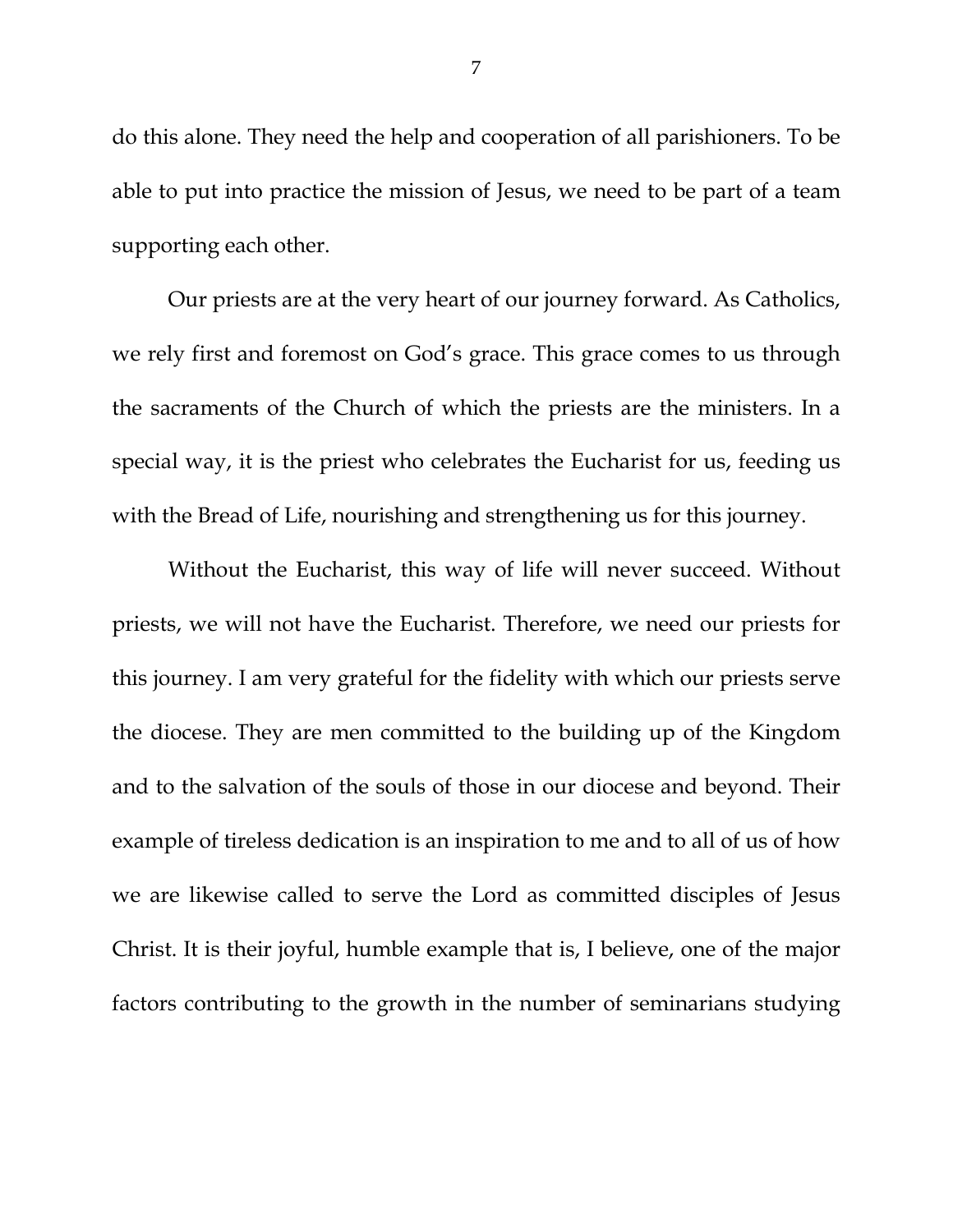do this alone. They need the help and cooperation of all parishioners. To be able to put into practice the mission of Jesus, we need to be part of a team supporting each other.

Our priests are at the very heart of our journey forward. As Catholics, we rely first and foremost on God's grace. This grace comes to us through the sacraments of the Church of which the priests are the ministers. In a special way, it is the priest who celebrates the Eucharist for us, feeding us with the Bread of Life, nourishing and strengthening us for this journey.

Without the Eucharist, this way of life will never succeed. Without priests, we will not have the Eucharist. Therefore, we need our priests for this journey. I am very grateful for the fidelity with which our priests serve the diocese. They are men committed to the building up of the Kingdom and to the salvation of the souls of those in our diocese and beyond. Their example of tireless dedication is an inspiration to me and to all of us of how we are likewise called to serve the Lord as committed disciples of Jesus Christ. It is their joyful, humble example that is, I believe, one of the major factors contributing to the growth in the number of seminarians studying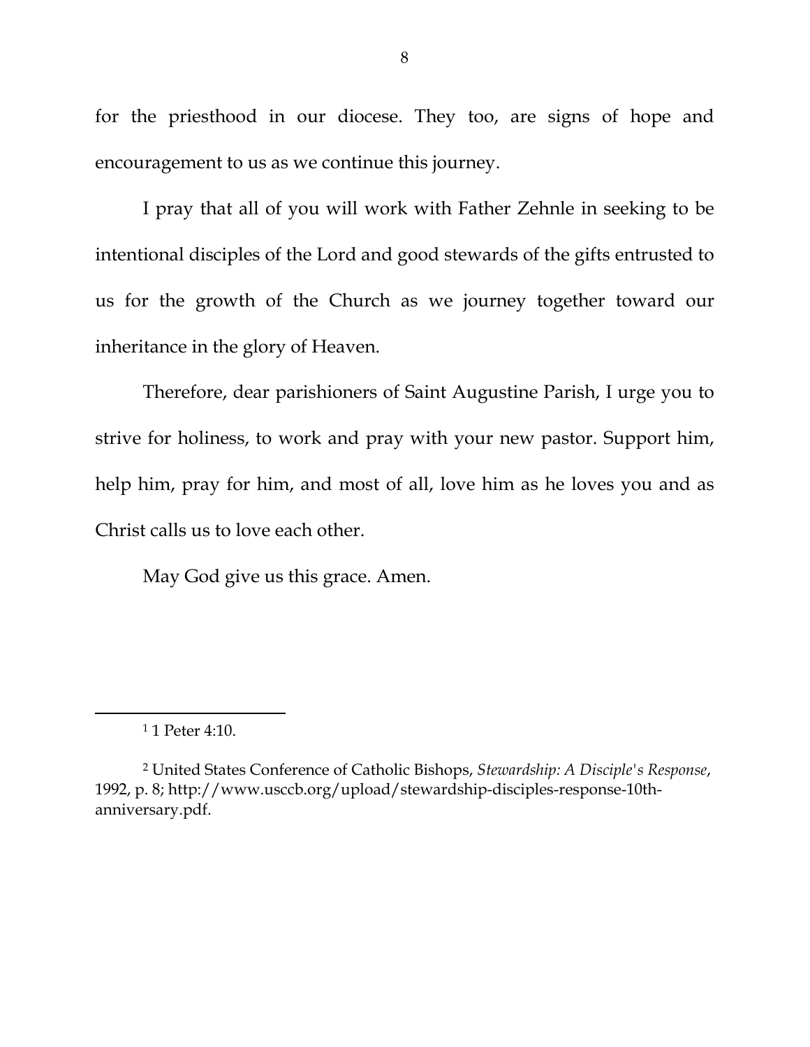for the priesthood in our diocese. They too, are signs of hope and encouragement to us as we continue this journey.

I pray that all of you will work with Father Zehnle in seeking to be intentional disciples of the Lord and good stewards of the gifts entrusted to us for the growth of the Church as we journey together toward our inheritance in the glory of Heaven.

Therefore, dear parishioners of Saint Augustine Parish, I urge you to strive for holiness, to work and pray with your new pastor. Support him, help him, pray for him, and most of all, love him as he loves you and as Christ calls us to love each other.

May God give us this grace. Amen.

---

[1] 1 Peter 4:10.

[2] United States Conference of Catholic Bishops, *Stewardship: A Disciple's Response*, 1992, p. 8; http://www.usccb.org/upload/stewardship-disciples-response-10th-anniversary.pdf.